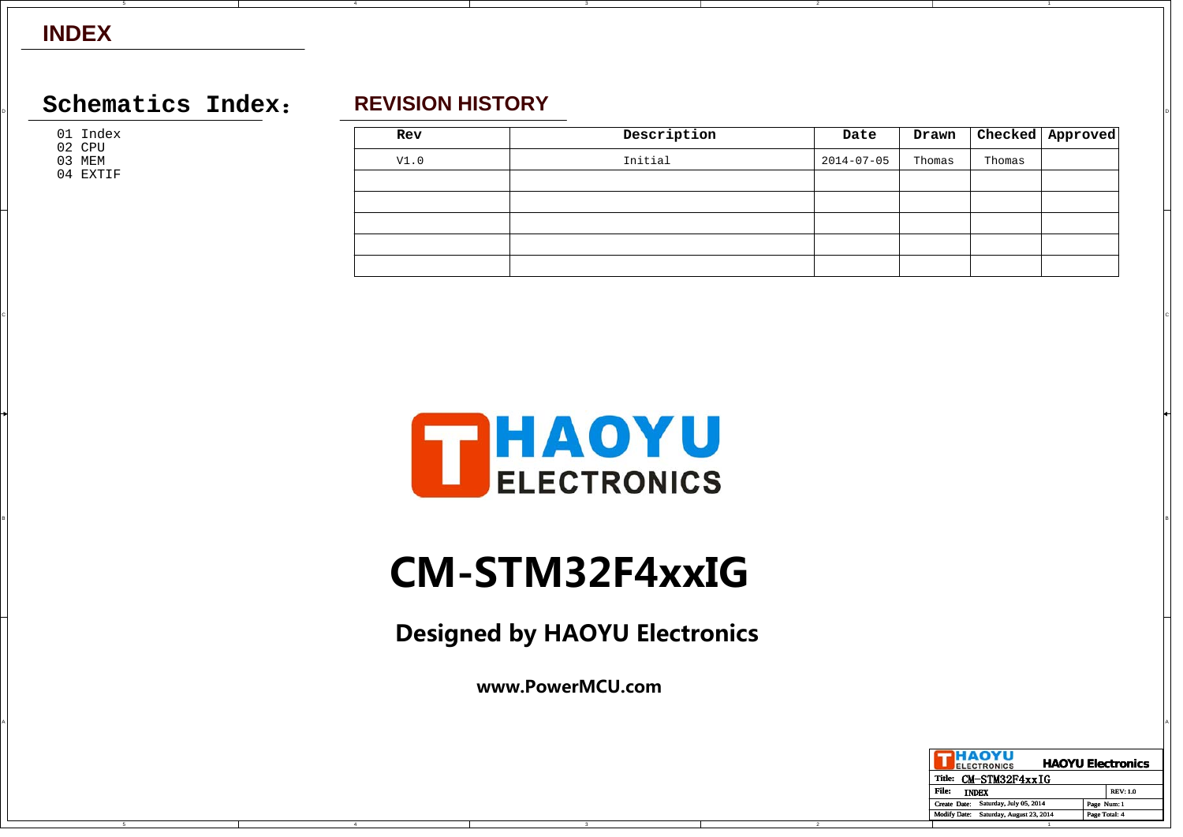# INDEX

## Schematics Index：

01 Index
02 CPU
03 MEM
04 EXTIF

## REVISION HISTORY

| Rev | Description | Date | Drawn | Checked | Approved |
|---|---|---|---|---|---|
| V1.0 | Initial | 2014-07-05 | Thomas | Thomas | |
| | | | | | |
| | | | | | |
| | | | | | |
| | | | | | |
| | | | | | |

HAOYU ELECTRONICS

# CM-STM32F4xxIG

**Designed by HAOYU Electronics**

**www.PowerMCU.com**

| HAOYU ELECTRONICS | HAOYU Electronics |
|---|---|
| Title: CM-STM32F4xxIG | |
| File: INDEX | REV: 1.0 |
| Create Date: Saturday, July 05, 2014 | Page Num: 1 |
| Modify Date: Saturday, August 23, 2014 | Page Total: 4 |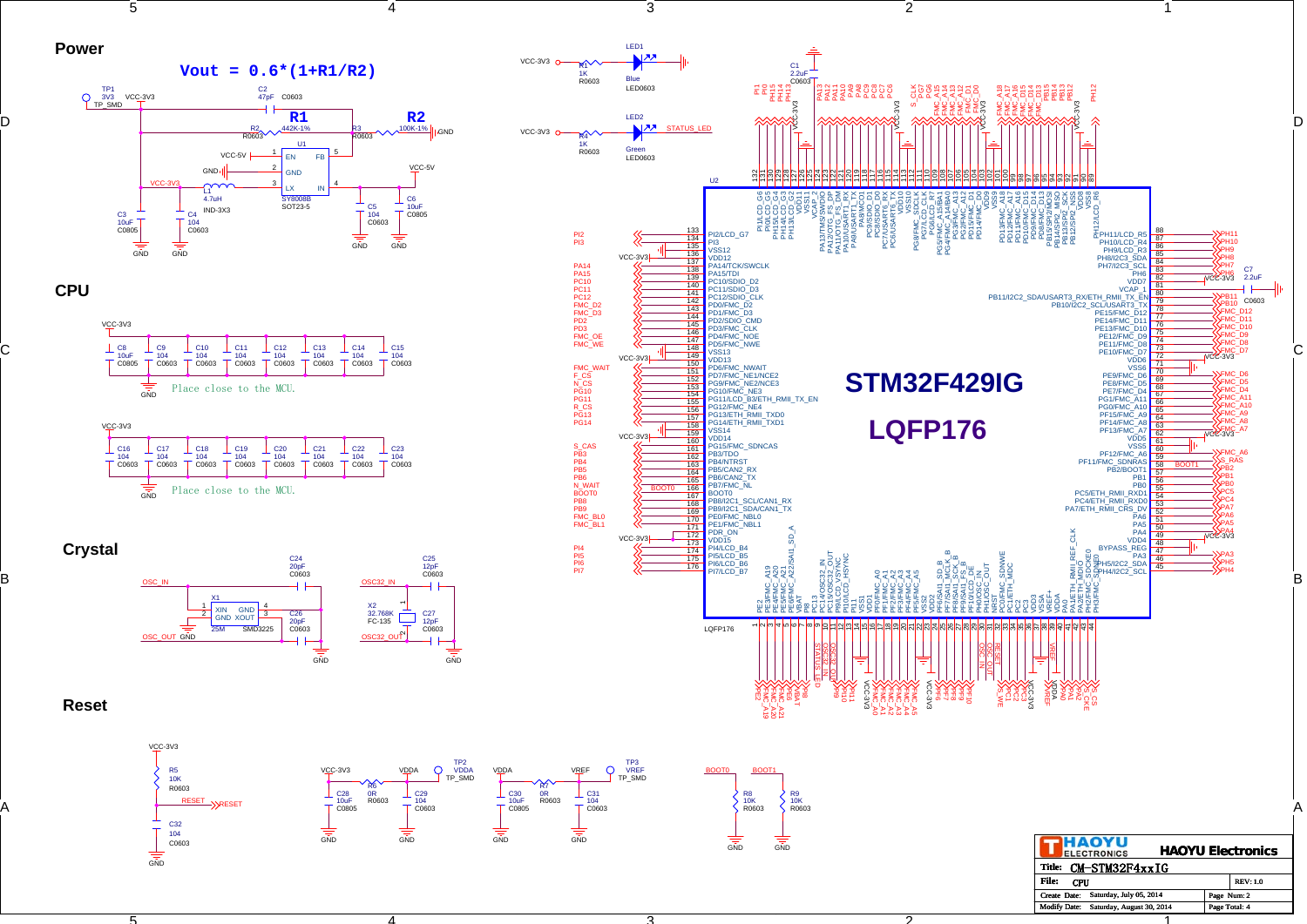## Power

$$Vout = 0.6*(1+R1/R2)$$

TP1 3V3 TP_SMD — VCC-3V3

C2 47pF C0603

R2 R0603 — R1 442K-1% — R3 R0603 — R2 100K-1% — GND

U1 SY8008B SOT23-5: 1 EN, 2 GND, 3 LX, 4 IN, 5 FB

VCC-5V, GND, VCC-3V3

L1 4.7uH IND-3X3

C3 10uF C0805, C4 104 C0603, C5 104 C0603, C6 10uF C0805

## CPU

VCC-3V3

C8 10uF C0805, C9 104 C0603, C10 104 C0603, C11 104 C0603, C12 104 C0603, C13 104 C0603, C14 104 C0603, C15 104 C0603

Place close to the MCU.

C16 104 C0603, C17 104 C0603, C18 104 C0603, C19 104 C0603, C20 104 C0603, C21 104 C0603, C22 104 C0603, C23 104 C0603

Place close to the MCU.

LED1 Blue LED0603 — R1 1K R0603 — VCC-3V3

LED2 Green LED0603 — R4 1K R0603 — VCC-3V3 — STATUS_LED

C1 2.2uF C0603

C7 2.2uF C0603

U2 **STM32F429IG** **LQFP176**

## Crystal

X1 25M SMD3225: 1 XIN, 2 GND, 3 XOUT, 4 GND — OSC_IN, OSC_OUT

C24 20pF C0603, C26 20pF C0603

X2 32.768K FC-135 — OSC32_IN, OSC32_OUT

C25 12pF C0603, C27 12pF C0603

## Reset

VCC-3V3 — R5 10K R0603 — RESET — C32 104 C0603 — GND

VCC-3V3 — R6 0R R0603 — VDDA — C28 10uF C0805, C29 104 C0603 — TP2 VDDA TP_SMD

VDDA — R7 0R R0603 — VREF — C30 10uF C0805, C31 104 C0603 — TP3 VREF TP_SMD

BOOT0 — R8 10K R0603 — GND

BOOT1 — R9 10K R0603 — GND

| HAOYU ELECTRONICS | HAOYU Electronics |
|---|---|
| Title: | CM-STM32F4xxIG |
| File: | CPU — REV: 1.0 |
| Create Date: | Saturday, July 05, 2014 — Page Num: 2 |
| Modify Date: | Saturday, August 30, 2014 — Page Total: 4 |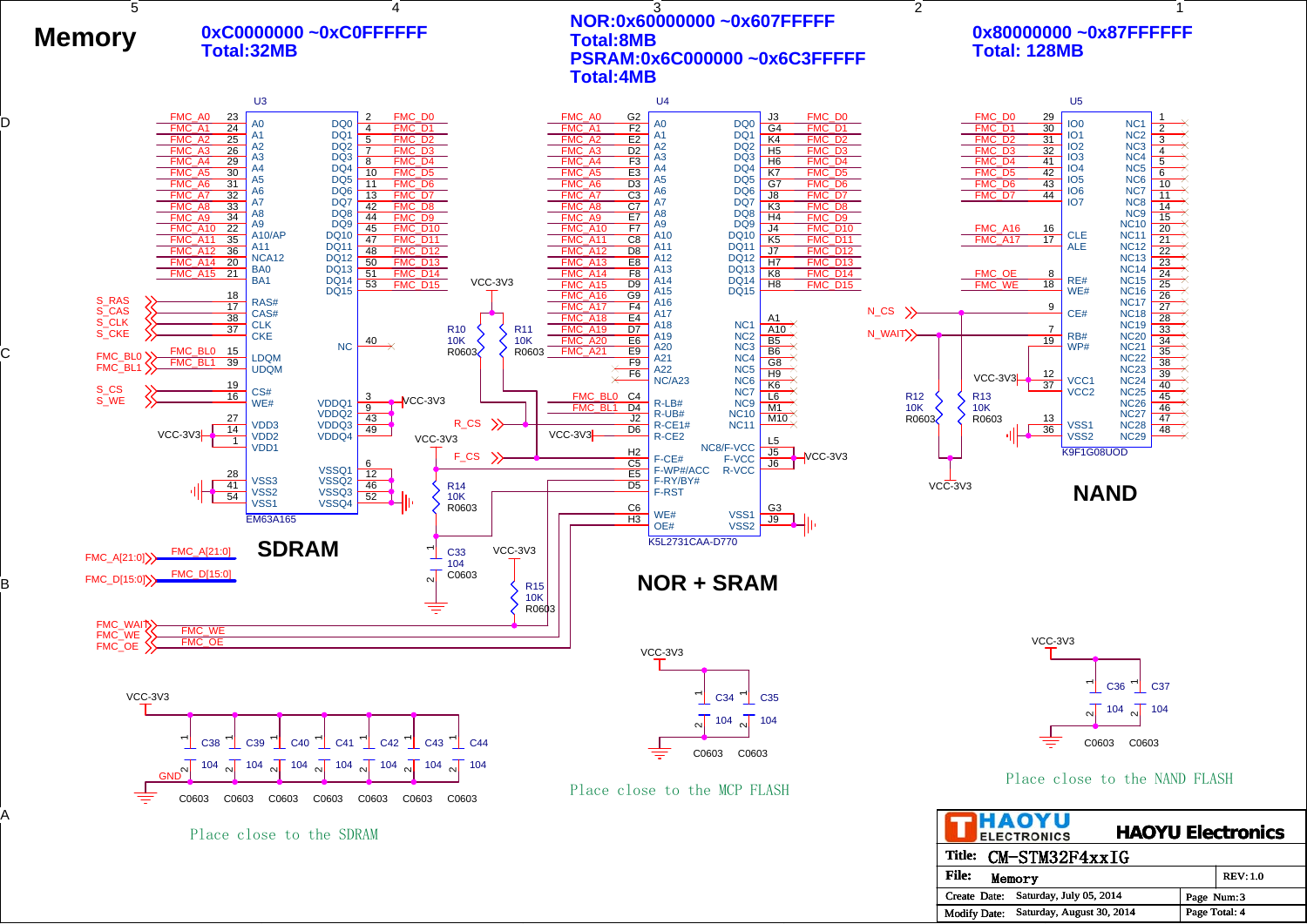# Memory

**SDRAM** — 0xC0000000 ~0xC0FFFFFF, Total:32MB

**NOR + SRAM** — NOR:0x60000000 ~0x607FFFFF, Total:8MB; PSRAM:0x6C000000 ~0x6C3FFFFF, Total:4MB

**NAND** — 0x80000000 ~0x87FFFFFF, Total: 128MB

## SDRAM (U3, EM63A165)

| Signal | Pin | Name | | Name | Pin | Signal |
|---|---|---|---|---|---|---|
| FMC_A0 | 23 | A0 | | DQ0 | 2 | FMC_D0 |
| FMC_A1 | 24 | A1 | | DQ1 | 4 | FMC_D1 |
| FMC_A2 | 25 | A2 | | DQ2 | 5 | FMC_D2 |
| FMC_A3 | 26 | A3 | | DQ3 | 7 | FMC_D3 |
| FMC_A4 | 29 | A4 | | DQ4 | 8 | FMC_D4 |
| FMC_A5 | 30 | A5 | | DQ5 | 10 | FMC_D5 |
| FMC_A6 | 31 | A6 | | DQ6 | 11 | FMC_D6 |
| FMC_A7 | 32 | A7 | | DQ7 | 13 | FMC_D7 |
| FMC_A8 | 33 | A8 | | DQ8 | 42 | FMC_D8 |
| FMC_A9 | 34 | A9 | | DQ9 | 44 | FMC_D9 |
| FMC_A10 | 22 | A10/AP | | DQ10 | 45 | FMC_D10 |
| FMC_A11 | 35 | A11 | | DQ11 | 47 | FMC_D11 |
| FMC_A12 | 36 | NCA12 | | DQ12 | 48 | FMC_D12 |
| FMC_A14 | 20 | BA0 | | DQ13 | 50 | FMC_D13 |
| FMC_A15 | 21 | BA1 | | DQ14 | 51 | FMC_D14 |
| | | | | DQ15 | 53 | FMC_D15 |
| S_RAS | 18 | RAS# | | NC | 40 | |
| S_CAS | 17 | CAS# | | | | |
| S_CLK | 38 | CLK | | | | |
| S_CKE | 37 | CKE | | | | |
| FMC_BL0 | 15 | LDQM | | | | |
| FMC_BL1 | 39 | UDQM | | | | |
| S_CS | 19 | CS# | | | | |
| S_WE | 16 | WE# | | VDDQ1 | 3 | VCC-3V3 |
| VCC-3V3 | 27 | VDD3 | | VDDQ2 | 9 | VCC-3V3 |
| VCC-3V3 | 14 | VDD2 | | VDDQ3 | 43 | VCC-3V3 |
| VCC-3V3 | 1 | VDD1 | | VDDQ4 | 49 | VCC-3V3 |
| GND | 28 | VSS3 | | VSSQ1 | 6 | GND |
| GND | 41 | VSS2 | | VSSQ2 | 12 | GND |
| GND | 54 | VSS1 | | VSSQ3 | 46 | GND |
| | | | | VSSQ4 | 52 | GND |

FMC_A[21:0], FMC_D[15:0], FMC_WAIT, FMC_WE, FMC_OE

Decoupling: C38, C39, C40, C41, C42, C43, C44 — 104, C0603 (VCC-3V3 to GND)

Place close to the SDRAM

## NOR + SRAM (U4, K5L2731CAA-D770)

| Signal | Pin | Name | | Name | Pin | Signal |
|---|---|---|---|---|---|---|
| FMC_A0 | G2 | A0 | | DQ0 | J3 | FMC_D0 |
| FMC_A1 | F2 | A1 | | DQ1 | G4 | FMC_D1 |
| FMC_A2 | E2 | A2 | | DQ2 | K4 | FMC_D2 |
| FMC_A3 | D2 | A3 | | DQ3 | H5 | FMC_D3 |
| FMC_A4 | F3 | A4 | | DQ4 | H6 | FMC_D4 |
| FMC_A5 | E3 | A5 | | DQ5 | K7 | FMC_D5 |
| FMC_A6 | D3 | A6 | | DQ6 | G7 | FMC_D6 |
| FMC_A7 | C3 | A7 | | DQ7 | J8 | FMC_D7 |
| FMC_A8 | C7 | A8 | | DQ8 | K3 | FMC_D8 |
| FMC_A9 | E7 | A9 | | DQ9 | H4 | FMC_D9 |
| FMC_A10 | F7 | A10 | | DQ10 | J4 | FMC_D10 |
| FMC_A11 | C8 | A11 | | DQ11 | K5 | FMC_D11 |
| FMC_A12 | D8 | A12 | | DQ12 | J7 | FMC_D12 |
| FMC_A13 | E8 | A13 | | DQ13 | H7 | FMC_D13 |
| FMC_A14 | F8 | A14 | | DQ14 | K8 | FMC_D14 |
| FMC_A15 | D9 | A15 | | DQ15 | H8 | FMC_D15 |
| FMC_A16 | G9 | A16 | | | | |
| FMC_A17 | F4 | A17 | | | | |
| FMC_A18 | E4 | A18 | | NC1 | A1 | |
| FMC_A19 | D7 | A19 | | NC2 | A10 | |
| FMC_A20 | E6 | A20 | | NC3 | B5 | |
| FMC_A21 | E9 | A21 | | NC4 | G8 | |
| | F9 | A22 | | NC5 | H9 | |
| | F6 | NC/A23 | | NC6 | K6 | |
| | | | | NC7 | L6 | |
| FMC_BL0 | C4 | R-LB# | | NC9 | M1 | |
| FMC_BL1 | D4 | R-UB# | | NC10 | M10 | |
| R_CS | J2 | R-CE1# | | NC11 | | |
| VCC-3V3 | D6 | R-CE2 | | NC8/F-VCC | L5 | |
| F_CS | H2 | F-CE# | | F-VCC | J5 | VCC-3V3 |
| | C5 | F-WP#/ACC | | R-VCC | J6 | VCC-3V3 |
| | E5 | F-RY/BY# | | | | |
| | D5 | F-RST | | | | |
| FMC_WE | C6 | WE# | | VSS1 | G3 | GND |
| FMC_OE | H3 | OE# | | VSS2 | J9 | GND |

R10, R11: 10K, R0603 (pull-ups to VCC-3V3 on R_CS, F_CS)
R14: 10K, R0603; C33: 104, C0603
R15: 10K, R0603 (VCC-3V3)

Decoupling: C34, C35 — 104, C0603 (VCC-3V3 to GND)

Place close to the MCP FLASH

## NAND (U5, K9F1G08UOD)

| Signal | Pin | Name | | Name | Pin |
|---|---|---|---|---|---|
| FMC_D0 | 29 | IO0 | | NC1 | 1 |
| FMC_D1 | 30 | IO1 | | NC2 | 2 |
| FMC_D2 | 31 | IO2 | | NC3 | 3 |
| FMC_D3 | 32 | IO3 | | NC4 | 4 |
| FMC_D4 | 41 | IO4 | | NC5 | 5 |
| FMC_D5 | 42 | IO5 | | NC6 | 6 |
| FMC_D6 | 43 | IO6 | | NC7 | 10 |
| FMC_D7 | 44 | IO7 | | NC8 | 11 |
| | | | | NC9 | 14 |
| FMC_A16 | 16 | CLE | | NC10 | 15 |
| FMC_A17 | 17 | ALE | | NC11 | 20 |
| | | | | NC12 | 21 |
| | | | | NC13 | 22 |
| | | | | NC14 | 23 |
| FMC_OE | 8 | RE# | | NC15 | 24 |
| FMC_WE | 18 | WE# | | NC16 | 25 |
| | | | | NC17 | 26 |
| N_CS | 9 | CE# | | NC18 | 27 |
| | | | | NC19 | 28 |
| N_WAIT | 7 | RB# | | NC20 | 33 |
| | 19 | WP# | | NC21 | 34 |
| | | | | NC22 | 35 |
| | | | | NC23 | 38 |
| VCC-3V3 | 12 | VCC1 | | NC24 | 39 |
| | 37 | VCC2 | | NC25 | 40 |
| | | | | NC26 | 45 |
| GND | 13 | VSS1 | | NC27 | 46 |
| GND | 36 | VSS2 | | NC28 | 47 |
| | | | | NC29 | 48 |

R12, R13: 10K, R0603 (VCC-3V3)

Decoupling: C36, C37 — 104, C0603 (VCC-3V3 to GND)

Place close to the NAND FLASH

---

| HAOYU ELECTRONICS | HAOYU Electronics | |
|---|---|---|
| Title: | CM-STM32F4xxIG | |
| File: | Memory | REV: 1.0 |
| Create Date: | Saturday, July 05, 2014 | Page Num: 3 |
| Modify Date: | Saturday, August 30, 2014 | Page Total: 4 |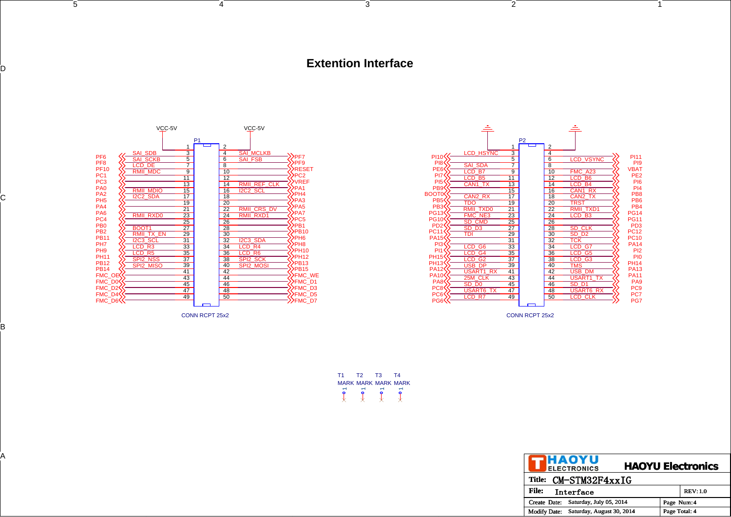# Extention Interface

**P1** — CONN RCPT 25x2

| Port | Signal | Pin | Pin | Signal | Port |
|---|---|---|---|---|---|
| VCC-5V | | 1 | 2 | | VCC-5V |
| PF6 | SAI_SDB | 3 | 4 | SAI_MCLKB | PF7 |
| PF8 | SAI_SCKB | 5 | 6 | SAI_FSB | PF9 |
| PF10 | LCD_DE | 7 | 8 | | RESET |
| PC1 | RMII_MDC | 9 | 10 | | PC2 |
| PC3 | | 11 | 12 | | VREF |
| PA0 | | 13 | 14 | RMII_REF_CLK | PA1 |
| PA2 | RMII_MDIO | 15 | 16 | I2C2_SCL | PH4 |
| PH5 | I2C2_SDA | 17 | 18 | | PA3 |
| PA4 | | 19 | 20 | | PA5 |
| PA6 | | 21 | 22 | RMII_CRS_DV | PA7 |
| PC4 | RMII_RXD0 | 23 | 24 | RMII_RXD1 | PC5 |
| PB0 | | 25 | 26 | | PB1 |
| PB2 | BOOT1 | 27 | 28 | | PB10 |
| PB11 | RMII_TX_EN | 29 | 30 | | PH6 |
| PH7 | I2C3_SCL | 31 | 32 | I2C3_SDA | PH8 |
| PH9 | LCD_R3 | 33 | 34 | LCD_R4 | PH10 |
| PH11 | LCD_R5 | 35 | 36 | LCD_R6 | PH12 |
| PB12 | SPI2_NSS | 37 | 38 | SPI2_SCK | PB13 |
| PB14 | SPI2_MISO | 39 | 40 | SPI2_MOSI | PB15 |
| FMC_OE | | 41 | 42 | | FMC_WE |
| FMC_D0 | | 43 | 44 | | FMC_D1 |
| FMC_D2 | | 45 | 46 | | FMC_D3 |
| FMC_D4 | | 47 | 48 | | FMC_D5 |
| FMC_D6 | | 49 | 50 | | FMC_D7 |

**P2** — CONN RCPT 25x2

| Port | Signal | Pin | Pin | Signal | Port |
|---|---|---|---|---|---|
| GND | | 1 | 2 | | GND |
| PI10 | LCD_HSYNC | 3 | 4 | | PI11 |
| PI8 | | 5 | 6 | LCD_VSYNC | PI9 |
| PE6 | SAI_SDA | 7 | 8 | | VBAT |
| PI7 | LCD_B7 | 9 | 10 | FMC_A23 | PE2 |
| PI5 | LCD_B5 | 11 | 12 | LCD_B6 | PI6 |
| PB9 | CAN1_TX | 13 | 14 | LCD_B4 | PI4 |
| BOOT0 | | 15 | 16 | CAN1_RX | PB8 |
| PB5 | CAN2_RX | 17 | 18 | CAN2_TX | PB6 |
| PB3 | TDO | 19 | 20 | TRST | PB4 |
| PG13 | RMII_TXD0 | 21 | 22 | RMII_TXD1 | PG14 |
| PG10 | FMC_NE3 | 23 | 24 | LCD_B3 | PG11 |
| PD2 | SD_CMD | 25 | 26 | | PD3 |
| PC11 | SD_D3 | 27 | 28 | SD_CLK | PC12 |
| PA15 | TDI | 29 | 30 | SD_D2 | PC10 |
| PI3 | | 31 | 32 | TCK | PA14 |
| PI1 | LCD_G6 | 33 | 34 | LCD_G7 | PI2 |
| PH15 | LCD_G4 | 35 | 36 | LCD_G5 | PI0 |
| PH13 | LCD_G2 | 37 | 38 | LCD_G3 | PH14 |
| PA12 | USB_DP | 39 | 40 | TMS | PA13 |
| PA10 | USART1_RX | 41 | 42 | USB_DM | PA11 |
| PA8 | 25M_CLK | 43 | 44 | USART1_TX | PA9 |
| PC8 | SD_D0 | 45 | 46 | SD_D1 | PC9 |
| PC6 | USART6_TX | 47 | 48 | USART6_RX | PC7 |
| PG6 | LCD_R7 | 49 | 50 | LCD_CLK | PG7 |

T1 MARK, T2 MARK, T3 MARK, T4 MARK

| | | |
|---|---|---|
| HAOYU ELECTRONICS | HAOYU Electronics | |
| Title: | CM-STM32F4xxIG | |
| File: | Interface | REV: 1.0 |
| Create Date: | Saturday, July 05, 2014 | Page Num: 4 |
| Modify Date: | Saturday, August 30, 2014 | Page Total: 4 |